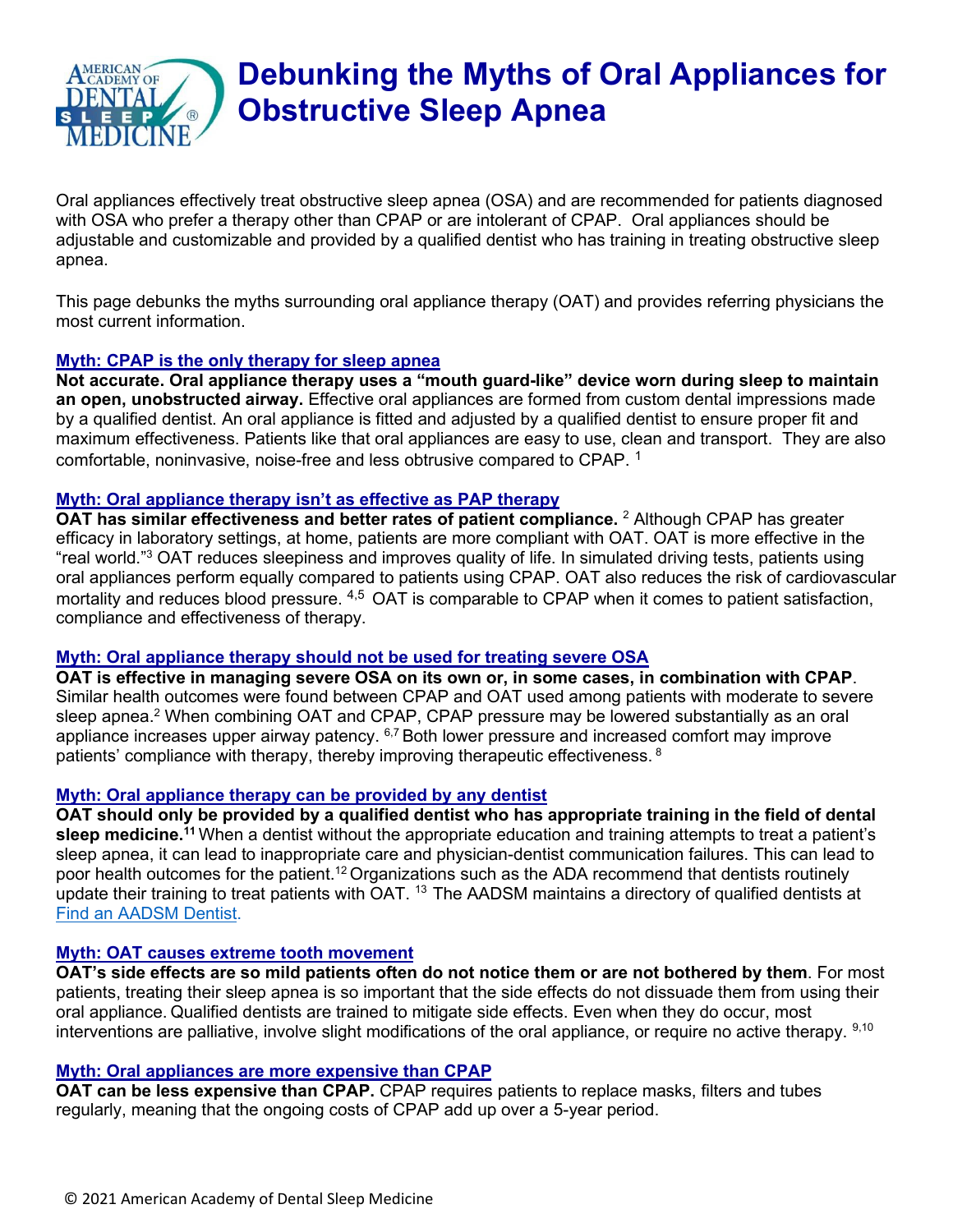# Debunking the Myths of Oral Appliances for Obstructive Sleep Apnea

Oral appliances effectively treat obstructive sleep apnea (OSA) and are recommended for patients diagnosed with OSA who prefer a therapy other than CPAP or are intolerant of CPAP. Oral appliances should be adjustable and customizable and provided by a qualified dentist who has training in treating obstructive sleep apnea.

This page debunks the myths surrounding oral appliance therapy (OAT) and provides referring physicians the most current information.

### Myth: CPAP is the only therapy for sleep apnea

**Not accurate. Oral appliance therapy uses a "mouth guard-like" device worn during sleep to maintain an open, unobstructed airway.** Effective oral appliances are formed from custom dental impressions made by a qualified dentist. An oral appliance is fitted and adjusted by a qualified dentist to ensure proper fit and maximum effectiveness. Patients like that oral appliances are easy to use, clean and transport. They are also comfortable, noninvasive, noise-free and less obtrusive compared to CPAP. [1]

### Myth: Oral appliance therapy isn't as effective as PAP therapy

**OAT has similar effectiveness and better rates of patient compliance.** [2] Although CPAP has greater efficacy in laboratory settings, at home, patients are more compliant with OAT. OAT is more effective in the "real world."[3] OAT reduces sleepiness and improves quality of life. In simulated driving tests, patients using oral appliances perform equally compared to patients using CPAP. OAT also reduces the risk of cardiovascular mortality and reduces blood pressure. [4,5] OAT is comparable to CPAP when it comes to patient satisfaction, compliance and effectiveness of therapy.

### Myth: Oral appliance therapy should not be used for treating severe OSA

**OAT is effective in managing severe OSA on its own or, in some cases, in combination with CPAP**. Similar health outcomes were found between CPAP and OAT used among patients with moderate to severe sleep apnea.[2] When combining OAT and CPAP, CPAP pressure may be lowered substantially as an oral appliance increases upper airway patency. [6,7] Both lower pressure and increased comfort may improve patients' compliance with therapy, thereby improving therapeutic effectiveness. [8]

### Myth: Oral appliance therapy can be provided by any dentist

**OAT should only be provided by a qualified dentist who has appropriate training in the field of dental sleep medicine.[11]** When a dentist without the appropriate education and training attempts to treat a patient's sleep apnea, it can lead to inappropriate care and physician-dentist communication failures. This can lead to poor health outcomes for the patient.[12] Organizations such as the ADA recommend that dentists routinely update their training to treat patients with OAT. [13] The AADSM maintains a directory of qualified dentists at Find an AADSM Dentist.

### Myth: OAT causes extreme tooth movement

**OAT's side effects are so mild patients often do not notice them or are not bothered by them**. For most patients, treating their sleep apnea is so important that the side effects do not dissuade them from using their oral appliance. Qualified dentists are trained to mitigate side effects. Even when they do occur, most interventions are palliative, involve slight modifications of the oral appliance, or require no active therapy. [9,10]

### Myth: Oral appliances are more expensive than CPAP

**OAT can be less expensive than CPAP.** CPAP requires patients to replace masks, filters and tubes regularly, meaning that the ongoing costs of CPAP add up over a 5-year period.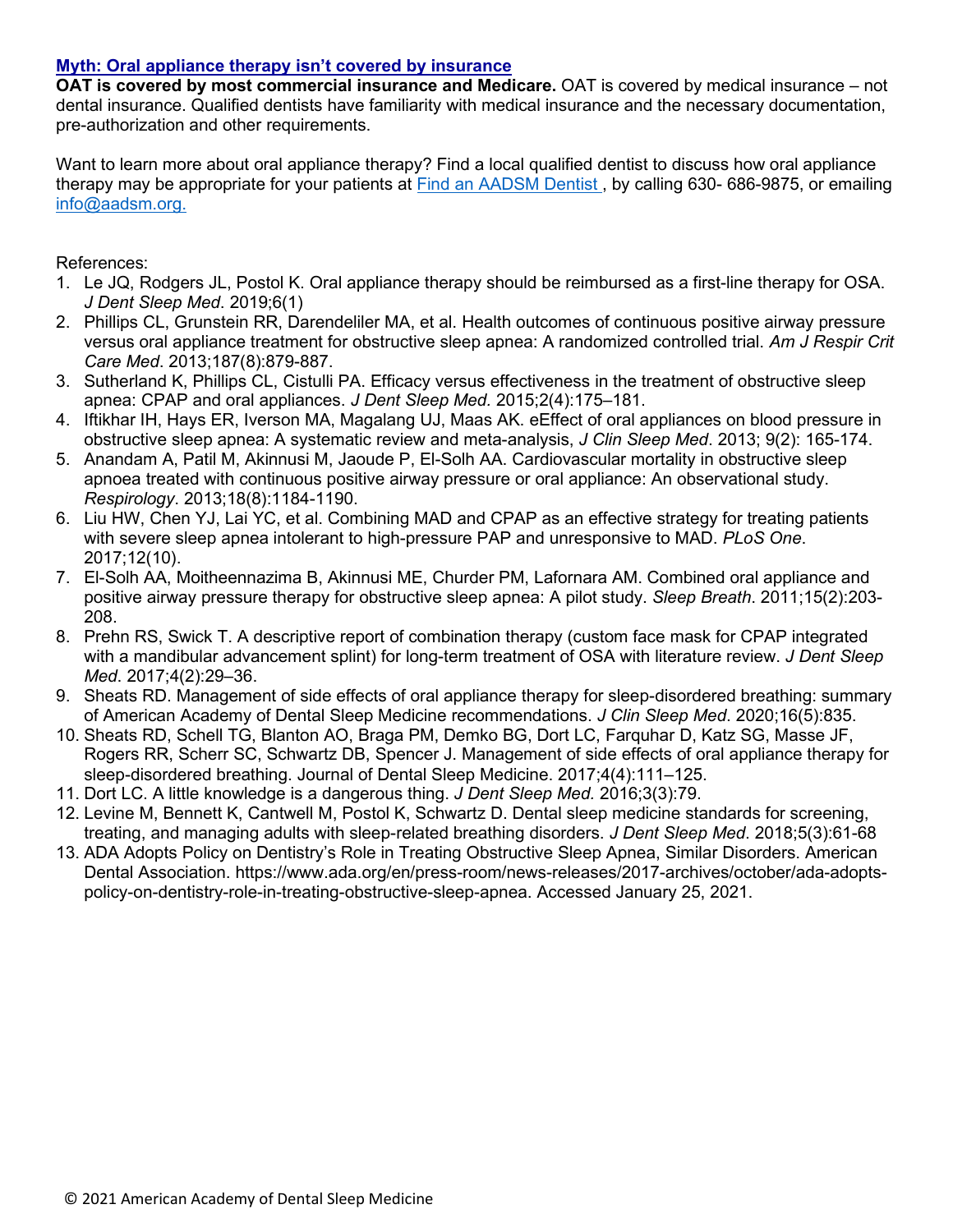## Myth: Oral appliance therapy isn't covered by insurance

**OAT is covered by most commercial insurance and Medicare.** OAT is covered by medical insurance – not dental insurance. Qualified dentists have familiarity with medical insurance and the necessary documentation, pre-authorization and other requirements.

Want to learn more about oral appliance therapy? Find a local qualified dentist to discuss how oral appliance therapy may be appropriate for your patients at Find an AADSM Dentist , by calling 630- 686-9875, or emailing info@aadsm.org.

References:

1. Le JQ, Rodgers JL, Postol K. Oral appliance therapy should be reimbursed as a first-line therapy for OSA. *J Dent Sleep Med*. 2019;6(1)
2. Phillips CL, Grunstein RR, Darendeliler MA, et al. Health outcomes of continuous positive airway pressure versus oral appliance treatment for obstructive sleep apnea: A randomized controlled trial. *Am J Respir Crit Care Med*. 2013;187(8):879-887.
3. Sutherland K, Phillips CL, Cistulli PA. Efficacy versus effectiveness in the treatment of obstructive sleep apnea: CPAP and oral appliances. *J Dent Sleep Med.* 2015;2(4):175–181.
4. Iftikhar IH, Hays ER, Iverson MA, Magalang UJ, Maas AK. eEffect of oral appliances on blood pressure in obstructive sleep apnea: A systematic review and meta-analysis, *J Clin Sleep Med*. 2013; 9(2): 165-174.
5. Anandam A, Patil M, Akinnusi M, Jaoude P, El-Solh AA. Cardiovascular mortality in obstructive sleep apnoea treated with continuous positive airway pressure or oral appliance: An observational study. *Respirology*. 2013;18(8):1184-1190.
6. Liu HW, Chen YJ, Lai YC, et al. Combining MAD and CPAP as an effective strategy for treating patients with severe sleep apnea intolerant to high-pressure PAP and unresponsive to MAD. *PLoS One*. 2017;12(10).
7. El-Solh AA, Moitheennazima B, Akinnusi ME, Churder PM, Lafornara AM. Combined oral appliance and positive airway pressure therapy for obstructive sleep apnea: A pilot study. *Sleep Breath*. 2011;15(2):203-208.
8. Prehn RS, Swick T. A descriptive report of combination therapy (custom face mask for CPAP integrated with a mandibular advancement splint) for long-term treatment of OSA with literature review. *J Dent Sleep Med*. 2017;4(2):29–36.
9. Sheats RD. Management of side effects of oral appliance therapy for sleep-disordered breathing: summary of American Academy of Dental Sleep Medicine recommendations. *J Clin Sleep Med*. 2020;16(5):835.
10. Sheats RD, Schell TG, Blanton AO, Braga PM, Demko BG, Dort LC, Farquhar D, Katz SG, Masse JF, Rogers RR, Scherr SC, Schwartz DB, Spencer J. Management of side effects of oral appliance therapy for sleep-disordered breathing. Journal of Dental Sleep Medicine. 2017;4(4):111–125.
11. Dort LC. A little knowledge is a dangerous thing. *J Dent Sleep Med.* 2016;3(3):79.
12. Levine M, Bennett K, Cantwell M, Postol K, Schwartz D. Dental sleep medicine standards for screening, treating, and managing adults with sleep-related breathing disorders. *J Dent Sleep Med*. 2018;5(3):61-68
13. ADA Adopts Policy on Dentistry's Role in Treating Obstructive Sleep Apnea, Similar Disorders. American Dental Association. https://www.ada.org/en/press-room/news-releases/2017-archives/october/ada-adopts-policy-on-dentistry-role-in-treating-obstructive-sleep-apnea. Accessed January 25, 2021.

© 2021 American Academy of Dental Sleep Medicine